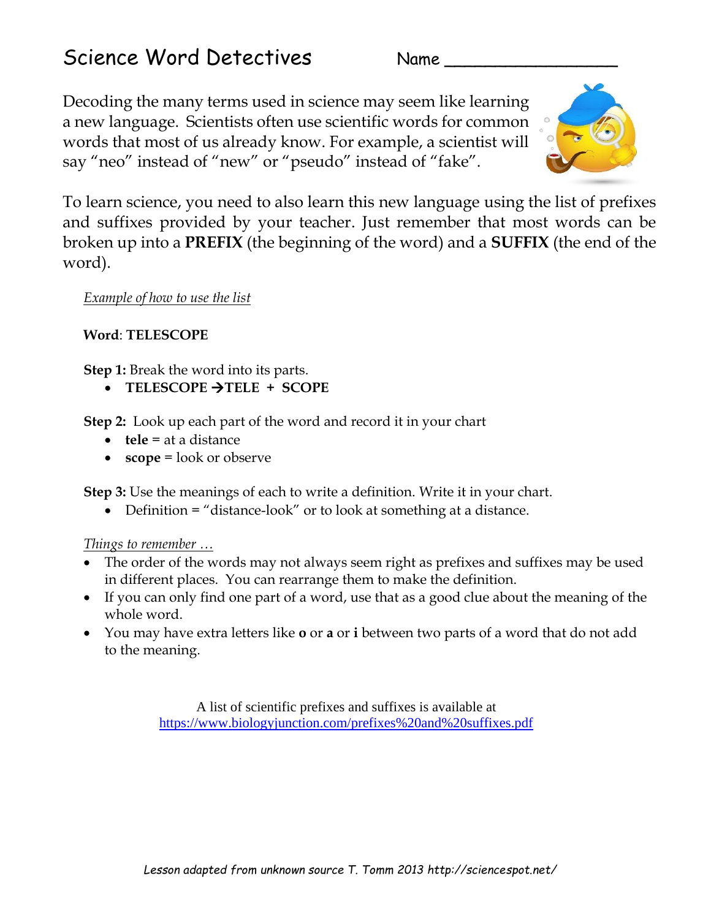# Science Word Detectives

Name ________________

Decoding the many terms used in science may seem like learning a new language. Scientists often use scientific words for common words that most of us already know. For example, a scientist will say "neo" instead of "new" or "pseudo" instead of "fake".

To learn science, you need to also learn this new language using the list of prefixes and suffixes provided by your teacher. Just remember that most words can be broken up into a **PREFIX** (the beginning of the word) and a **SUFFIX** (the end of the word).

*Example of how to use the list*

**Word**: **TELESCOPE**

**Step 1:** Break the word into its parts.

- **TELESCOPE →TELE + SCOPE**

**Step 2:** Look up each part of the word and record it in your chart

- **tele** = at a distance
- **scope** = look or observe

**Step 3:** Use the meanings of each to write a definition. Write it in your chart.

- Definition = "distance-look" or to look at something at a distance.

*Things to remember …*

- The order of the words may not always seem right as prefixes and suffixes may be used in different places. You can rearrange them to make the definition.
- If you can only find one part of a word, use that as a good clue about the meaning of the whole word.
- You may have extra letters like **o** or **a** or **i** between two parts of a word that do not add to the meaning.

A list of scientific prefixes and suffixes is available at
https://www.biologyjunction.com/prefixes%20and%20suffixes.pdf

*Lesson adapted from unknown source T. Tomm 2013 http://sciencespot.net/*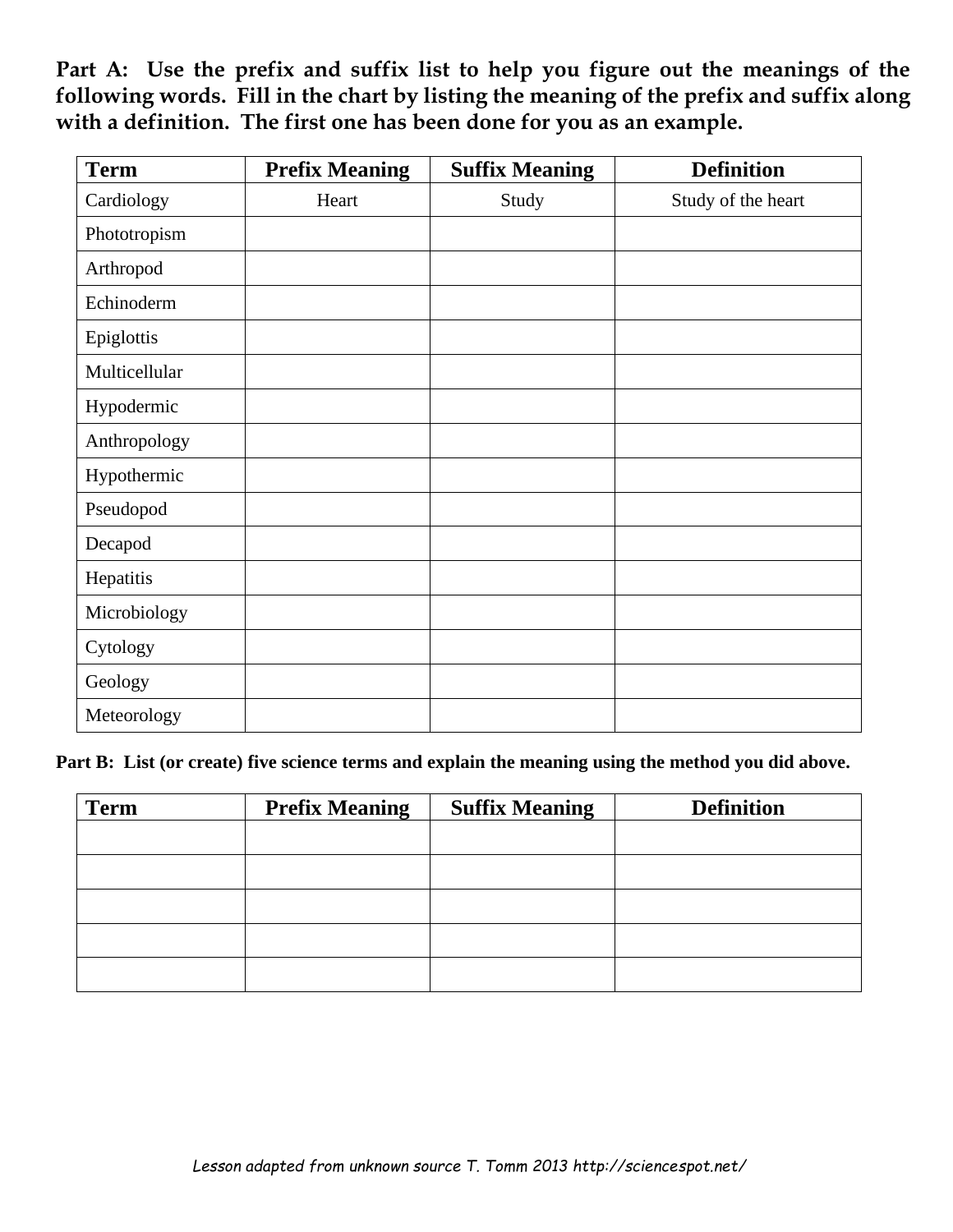**Part A: Use the prefix and suffix list to help you figure out the meanings of the following words. Fill in the chart by listing the meaning of the prefix and suffix along with a definition. The first one has been done for you as an example.**

| Term | Prefix Meaning | Suffix Meaning | Definition |
|---|---|---|---|
| Cardiology | Heart | Study | Study of the heart |
| Phototropism | | | |
| Arthropod | | | |
| Echinoderm | | | |
| Epiglottis | | | |
| Multicellular | | | |
| Hypodermic | | | |
| Anthropology | | | |
| Hypothermic | | | |
| Pseudopod | | | |
| Decapod | | | |
| Hepatitis | | | |
| Microbiology | | | |
| Cytology | | | |
| Geology | | | |
| Meteorology | | | |

**Part B: List (or create) five science terms and explain the meaning using the method you did above.**

| Term | Prefix Meaning | Suffix Meaning | Definition |
|---|---|---|---|
| | | | |
| | | | |
| | | | |
| | | | |
| | | | |

*Lesson adapted from unknown source T. Tomm 2013 http://sciencespot.net/*